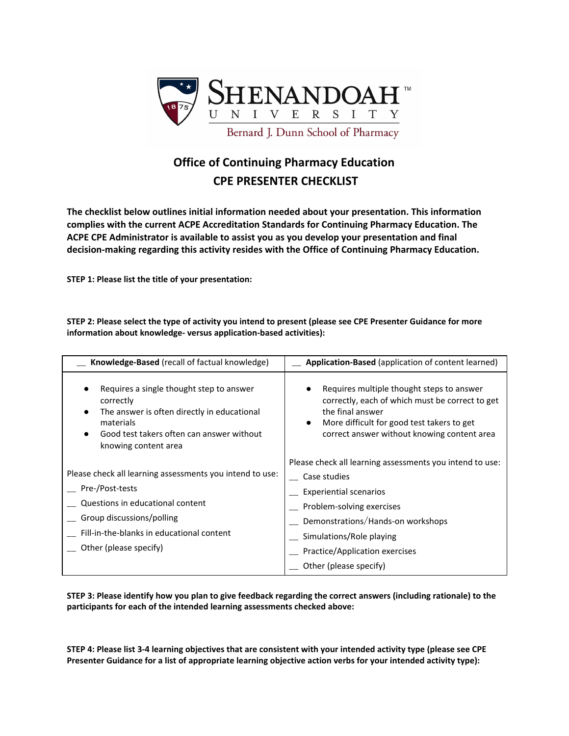Shenandoah University

Bernard J. Dunn School of Pharmacy

# Office of Continuing Pharmacy Education

## CPE PRESENTER CHECKLIST

**The checklist below outlines initial information needed about your presentation. This information complies with the current ACPE Accreditation Standards for Continuing Pharmacy Education. The ACPE CPE Administrator is available to assist you as you develop your presentation and final decision-making regarding this activity resides with the Office of Continuing Pharmacy Education.**

**STEP 1: Please list the title of your presentation:**

**STEP 2: Please select the type of activity you intend to present (please see CPE Presenter Guidance for more information about knowledge- versus application-based activities):**

| __ **Knowledge-Based** (recall of factual knowledge) | __ **Application-Based** (application of content learned) |
|---|---|
| ● Requires a single thought step to answer correctly<br>● The answer is often directly in educational materials<br>● Good test takers often can answer without knowing content area<br><br>Please check all learning assessments you intend to use:<br>__ Pre-/Post-tests<br>__ Questions in educational content<br>__ Group discussions/polling<br>__ Fill-in-the-blanks in educational content<br>__ Other (please specify) | ● Requires multiple thought steps to answer correctly, each of which must be correct to get the final answer<br>● More difficult for good test takers to get correct answer without knowing content area<br><br>Please check all learning assessments you intend to use:<br>__ Case studies<br>__ Experiential scenarios<br>__ Problem-solving exercises<br>__ Demonstrations/Hands-on workshops<br>__ Simulations/Role playing<br>__ Practice/Application exercises<br>__ Other (please specify) |

**STEP 3: Please identify how you plan to give feedback regarding the correct answers (including rationale) to the participants for each of the intended learning assessments checked above:**

**STEP 4: Please list 3-4 learning objectives that are consistent with your intended activity type (please see CPE Presenter Guidance for a list of appropriate learning objective action verbs for your intended activity type):**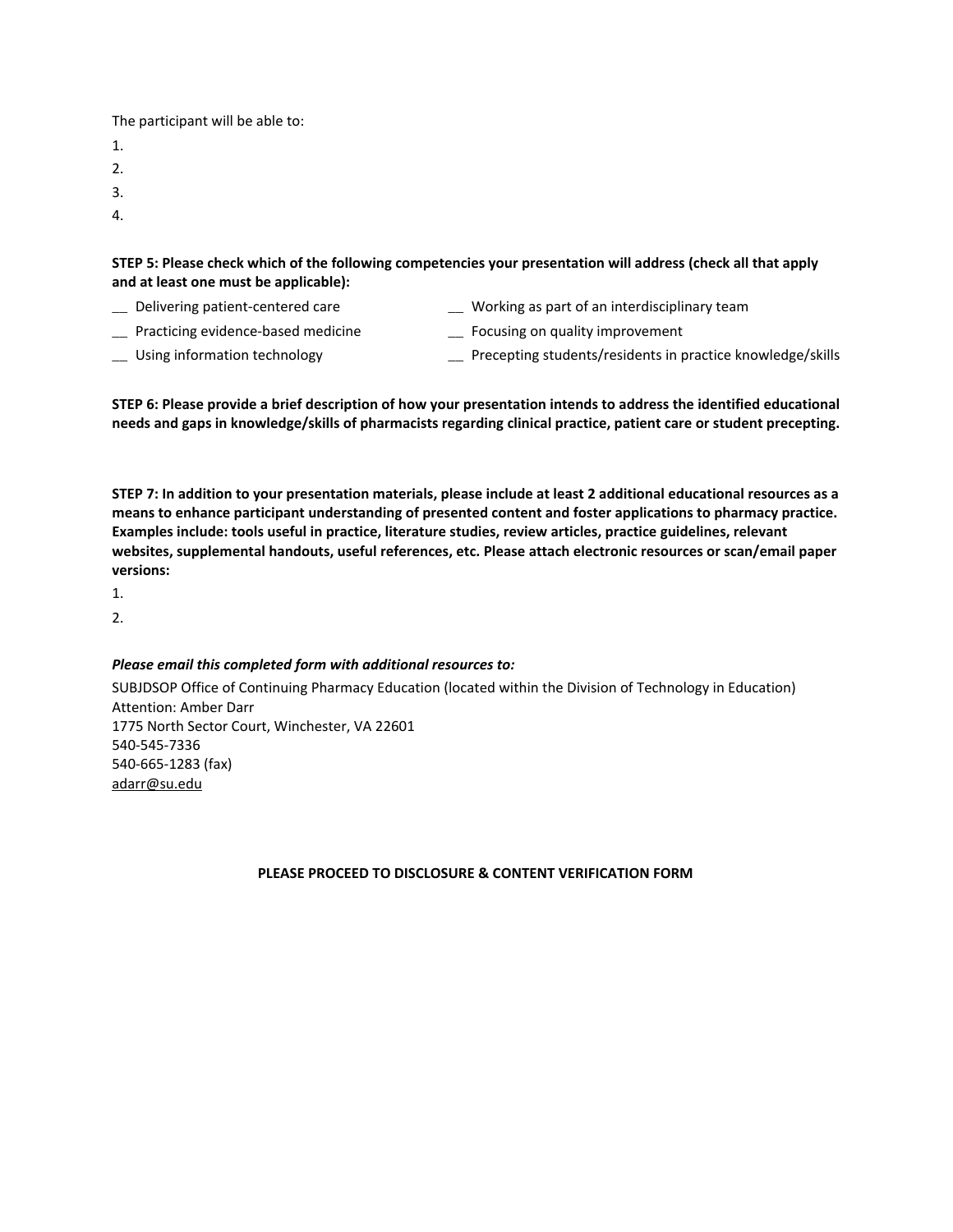The participant will be able to:

1.
2.
3.
4.

**STEP 5: Please check which of the following competencies your presentation will address (check all that apply and at least one must be applicable):**

__ Delivering patient-centered care

__ Practicing evidence-based medicine

__ Using information technology

__ Working as part of an interdisciplinary team

__ Focusing on quality improvement

__ Precepting students/residents in practice knowledge/skills

**STEP 6: Please provide a brief description of how your presentation intends to address the identified educational needs and gaps in knowledge/skills of pharmacists regarding clinical practice, patient care or student precepting.**

**STEP 7: In addition to your presentation materials, please include at least 2 additional educational resources as a means to enhance participant understanding of presented content and foster applications to pharmacy practice. Examples include: tools useful in practice, literature studies, review articles, practice guidelines, relevant websites, supplemental handouts, useful references, etc. Please attach electronic resources or scan/email paper versions:**

1.
2.

***Please email this completed form with additional resources to:***

SUBJDSOP Office of Continuing Pharmacy Education (located within the Division of Technology in Education)
Attention: Amber Darr
1775 North Sector Court, Winchester, VA 22601
540-545-7336
540-665-1283 (fax)
adarr@su.edu

**PLEASE PROCEED TO DISCLOSURE & CONTENT VERIFICATION FORM**